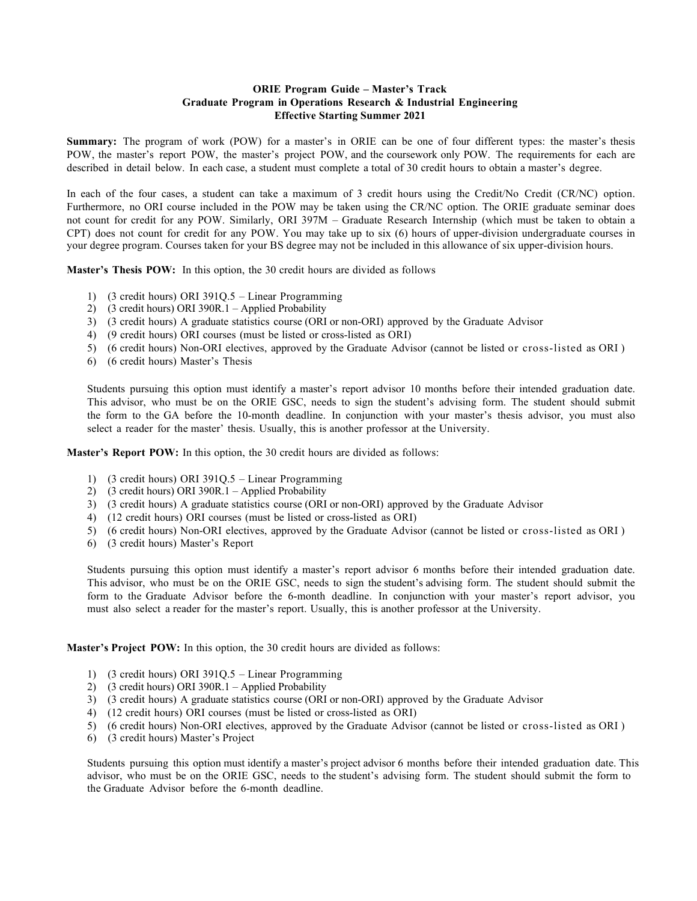**ORIE Program Guide – Master's Track**
**Graduate Program in Operations Research & Industrial Engineering**
**Effective Starting Summer 2021**

**Summary:** The program of work (POW) for a master's in ORIE can be one of four different types: the master's thesis POW, the master's report POW, the master's project POW, and the coursework only POW. The requirements for each are described in detail below. In each case, a student must complete a total of 30 credit hours to obtain a master's degree.

In each of the four cases, a student can take a maximum of 3 credit hours using the Credit/No Credit (CR/NC) option. Furthermore, no ORI course included in the POW may be taken using the CR/NC option. The ORIE graduate seminar does not count for credit for any POW. Similarly, ORI 397M – Graduate Research Internship (which must be taken to obtain a CPT) does not count for credit for any POW. You may take up to six (6) hours of upper-division undergraduate courses in your degree program. Courses taken for your BS degree may not be included in this allowance of six upper-division hours.

**Master's Thesis POW:** In this option, the 30 credit hours are divided as follows

1) (3 credit hours) ORI 391Q.5 – Linear Programming
2) (3 credit hours) ORI 390R.1 – Applied Probability
3) (3 credit hours) A graduate statistics course (ORI or non-ORI) approved by the Graduate Advisor
4) (9 credit hours) ORI courses (must be listed or cross-listed as ORI)
5) (6 credit hours) Non-ORI electives, approved by the Graduate Advisor (cannot be listed or cross-listed as ORI )
6) (6 credit hours) Master's Thesis

Students pursuing this option must identify a master's report advisor 10 months before their intended graduation date. This advisor, who must be on the ORIE GSC, needs to sign the student's advising form. The student should submit the form to the GA before the 10-month deadline. In conjunction with your master's thesis advisor, you must also select a reader for the master' thesis. Usually, this is another professor at the University.

**Master's Report POW:** In this option, the 30 credit hours are divided as follows:

1) (3 credit hours) ORI 391Q.5 – Linear Programming
2) (3 credit hours) ORI 390R.1 – Applied Probability
3) (3 credit hours) A graduate statistics course (ORI or non-ORI) approved by the Graduate Advisor
4) (12 credit hours) ORI courses (must be listed or cross-listed as ORI)
5) (6 credit hours) Non-ORI electives, approved by the Graduate Advisor (cannot be listed or cross-listed as ORI )
6) (3 credit hours) Master's Report

Students pursuing this option must identify a master's report advisor 6 months before their intended graduation date. This advisor, who must be on the ORIE GSC, needs to sign the student's advising form. The student should submit the form to the Graduate Advisor before the 6-month deadline. In conjunction with your master's report advisor, you must also select a reader for the master's report. Usually, this is another professor at the University.

**Master's Project POW:** In this option, the 30 credit hours are divided as follows:

1) (3 credit hours) ORI 391Q.5 – Linear Programming
2) (3 credit hours) ORI 390R.1 – Applied Probability
3) (3 credit hours) A graduate statistics course (ORI or non-ORI) approved by the Graduate Advisor
4) (12 credit hours) ORI courses (must be listed or cross-listed as ORI)
5) (6 credit hours) Non-ORI electives, approved by the Graduate Advisor (cannot be listed or cross-listed as ORI )
6) (3 credit hours) Master's Project

Students pursuing this option must identify a master's project advisor 6 months before their intended graduation date. This advisor, who must be on the ORIE GSC, needs to the student's advising form. The student should submit the form to the Graduate Advisor before the 6-month deadline.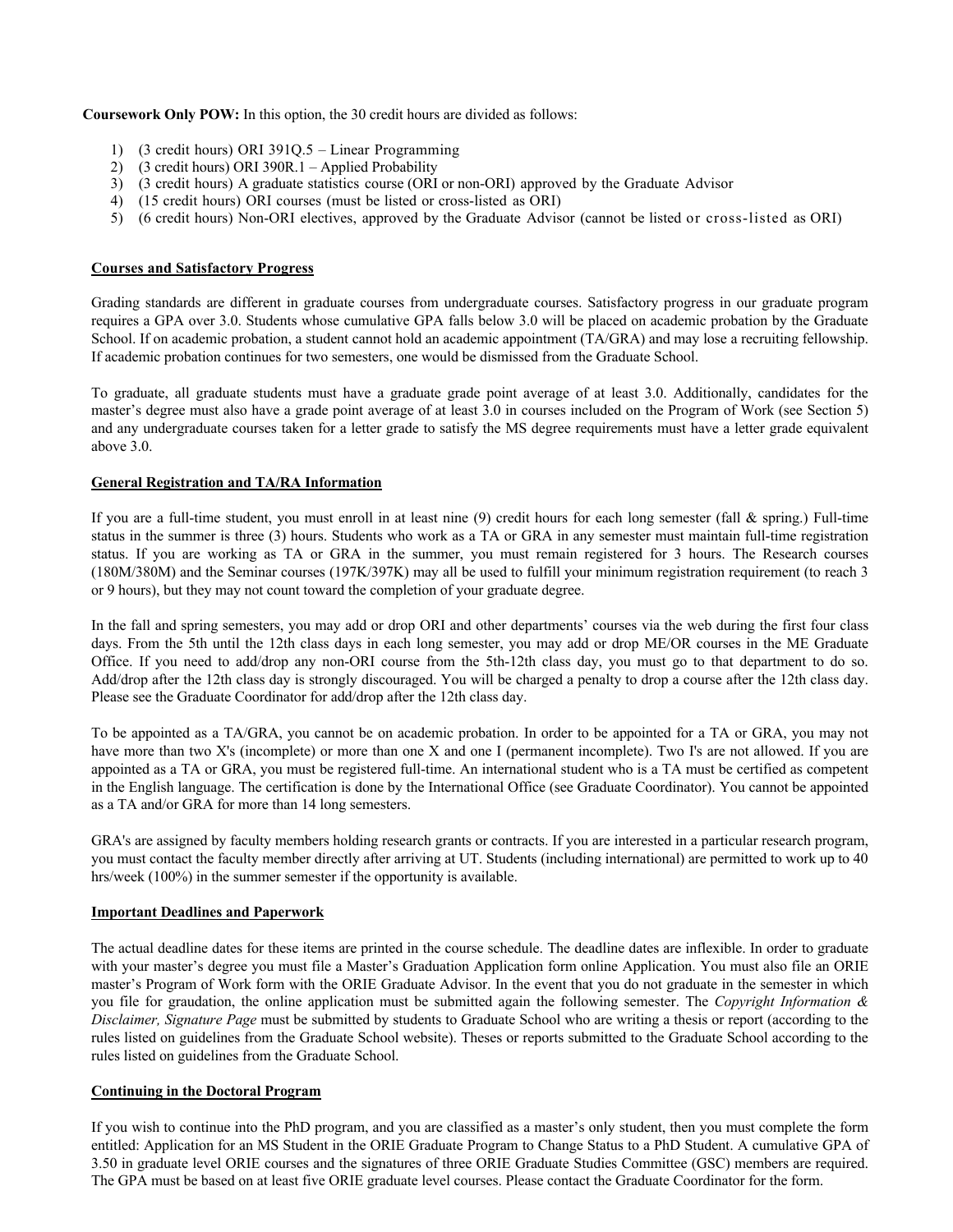**Coursework Only POW:** In this option, the 30 credit hours are divided as follows:

1) (3 credit hours) ORI 391Q.5 – Linear Programming
2) (3 credit hours) ORI 390R.1 – Applied Probability
3) (3 credit hours) A graduate statistics course (ORI or non-ORI) approved by the Graduate Advisor
4) (15 credit hours) ORI courses (must be listed or cross-listed as ORI)
5) (6 credit hours) Non-ORI electives, approved by the Graduate Advisor (cannot be listed or cross-listed as ORI)

**Courses and Satisfactory Progress**

Grading standards are different in graduate courses from undergraduate courses. Satisfactory progress in our graduate program requires a GPA over 3.0. Students whose cumulative GPA falls below 3.0 will be placed on academic probation by the Graduate School. If on academic probation, a student cannot hold an academic appointment (TA/GRA) and may lose a recruiting fellowship. If academic probation continues for two semesters, one would be dismissed from the Graduate School.

To graduate, all graduate students must have a graduate grade point average of at least 3.0. Additionally, candidates for the master's degree must also have a grade point average of at least 3.0 in courses included on the Program of Work (see Section 5) and any undergraduate courses taken for a letter grade to satisfy the MS degree requirements must have a letter grade equivalent above 3.0.

**General Registration and TA/RA Information**

If you are a full-time student, you must enroll in at least nine (9) credit hours for each long semester (fall & spring.) Full-time status in the summer is three (3) hours. Students who work as a TA or GRA in any semester must maintain full-time registration status. If you are working as TA or GRA in the summer, you must remain registered for 3 hours. The Research courses (180M/380M) and the Seminar courses (197K/397K) may all be used to fulfill your minimum registration requirement (to reach 3 or 9 hours), but they may not count toward the completion of your graduate degree.

In the fall and spring semesters, you may add or drop ORI and other departments' courses via the web during the first four class days. From the 5th until the 12th class days in each long semester, you may add or drop ME/OR courses in the ME Graduate Office. If you need to add/drop any non-ORI course from the 5th-12th class day, you must go to that department to do so. Add/drop after the 12th class day is strongly discouraged. You will be charged a penalty to drop a course after the 12th class day. Please see the Graduate Coordinator for add/drop after the 12th class day.

To be appointed as a TA/GRA, you cannot be on academic probation. In order to be appointed for a TA or GRA, you may not have more than two X's (incomplete) or more than one X and one I (permanent incomplete). Two I's are not allowed. If you are appointed as a TA or GRA, you must be registered full-time. An international student who is a TA must be certified as competent in the English language. The certification is done by the International Office (see Graduate Coordinator). You cannot be appointed as a TA and/or GRA for more than 14 long semesters.

GRA's are assigned by faculty members holding research grants or contracts. If you are interested in a particular research program, you must contact the faculty member directly after arriving at UT. Students (including international) are permitted to work up to 40 hrs/week (100%) in the summer semester if the opportunity is available.

**Important Deadlines and Paperwork**

The actual deadline dates for these items are printed in the course schedule. The deadline dates are inflexible. In order to graduate with your master's degree you must file a Master's Graduation Application form online Application. You must also file an ORIE master's Program of Work form with the ORIE Graduate Advisor. In the event that you do not graduate in the semester in which you file for graudation, the online application must be submitted again the following semester. The *Copyright Information & Disclaimer, Signature Page* must be submitted by students to Graduate School who are writing a thesis or report (according to the rules listed on guidelines from the Graduate School website). Theses or reports submitted to the Graduate School according to the rules listed on guidelines from the Graduate School.

**Continuing in the Doctoral Program**

If you wish to continue into the PhD program, and you are classified as a master's only student, then you must complete the form entitled: Application for an MS Student in the ORIE Graduate Program to Change Status to a PhD Student. A cumulative GPA of 3.50 in graduate level ORIE courses and the signatures of three ORIE Graduate Studies Committee (GSC) members are required. The GPA must be based on at least five ORIE graduate level courses. Please contact the Graduate Coordinator for the form.